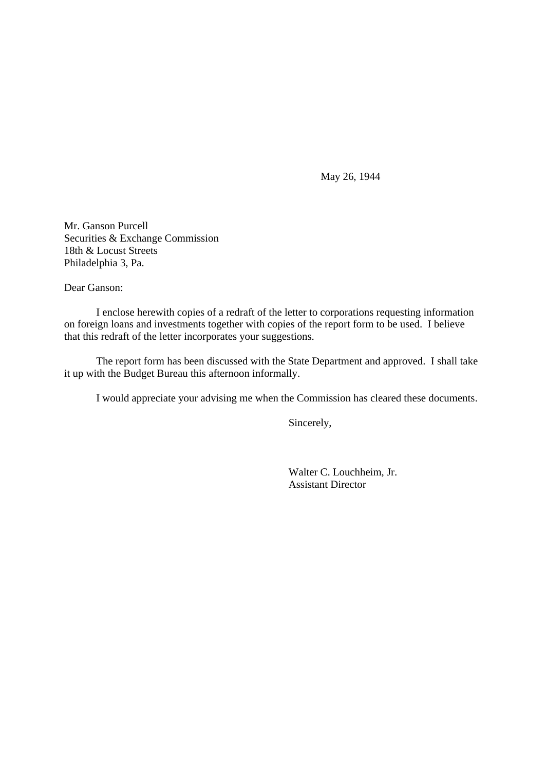May 26, 1944

Mr. Ganson Purcell
Securities & Exchange Commission
18th & Locust Streets
Philadelphia 3, Pa.

Dear Ganson:

I enclose herewith copies of a redraft of the letter to corporations requesting information on foreign loans and investments together with copies of the report form to be used. I believe that this redraft of the letter incorporates your suggestions.

The report form has been discussed with the State Department and approved. I shall take it up with the Budget Bureau this afternoon informally.

I would appreciate your advising me when the Commission has cleared these documents.

Sincerely,

Walter C. Louchheim, Jr.
Assistant Director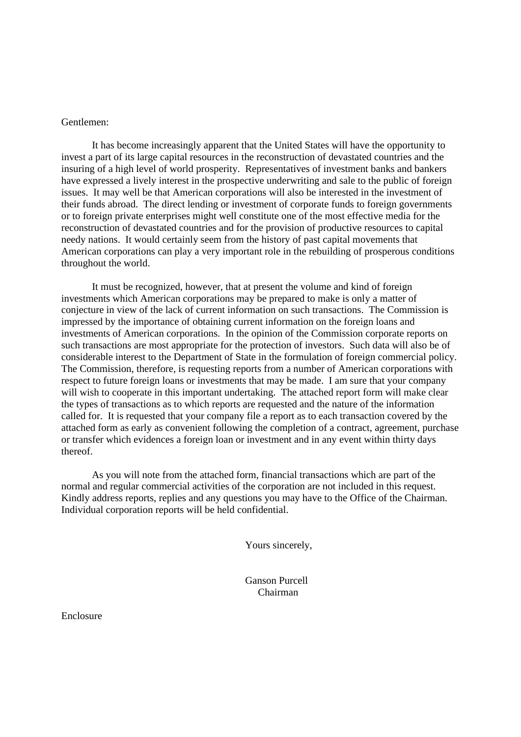Gentlemen:

It has become increasingly apparent that the United States will have the opportunity to invest a part of its large capital resources in the reconstruction of devastated countries and the insuring of a high level of world prosperity. Representatives of investment banks and bankers have expressed a lively interest in the prospective underwriting and sale to the public of foreign issues. It may well be that American corporations will also be interested in the investment of their funds abroad. The direct lending or investment of corporate funds to foreign governments or to foreign private enterprises might well constitute one of the most effective media for the reconstruction of devastated countries and for the provision of productive resources to capital needy nations. It would certainly seem from the history of past capital movements that American corporations can play a very important role in the rebuilding of prosperous conditions throughout the world.

It must be recognized, however, that at present the volume and kind of foreign investments which American corporations may be prepared to make is only a matter of conjecture in view of the lack of current information on such transactions. The Commission is impressed by the importance of obtaining current information on the foreign loans and investments of American corporations. In the opinion of the Commission corporate reports on such transactions are most appropriate for the protection of investors. Such data will also be of considerable interest to the Department of State in the formulation of foreign commercial policy. The Commission, therefore, is requesting reports from a number of American corporations with respect to future foreign loans or investments that may be made. I am sure that your company will wish to cooperate in this important undertaking. The attached report form will make clear the types of transactions as to which reports are requested and the nature of the information called for. It is requested that your company file a report as to each transaction covered by the attached form as early as convenient following the completion of a contract, agreement, purchase or transfer which evidences a foreign loan or investment and in any event within thirty days thereof.

As you will note from the attached form, financial transactions which are part of the normal and regular commercial activities of the corporation are not included in this request. Kindly address reports, replies and any questions you may have to the Office of the Chairman. Individual corporation reports will be held confidential.

Yours sincerely,

Ganson Purcell
Chairman

Enclosure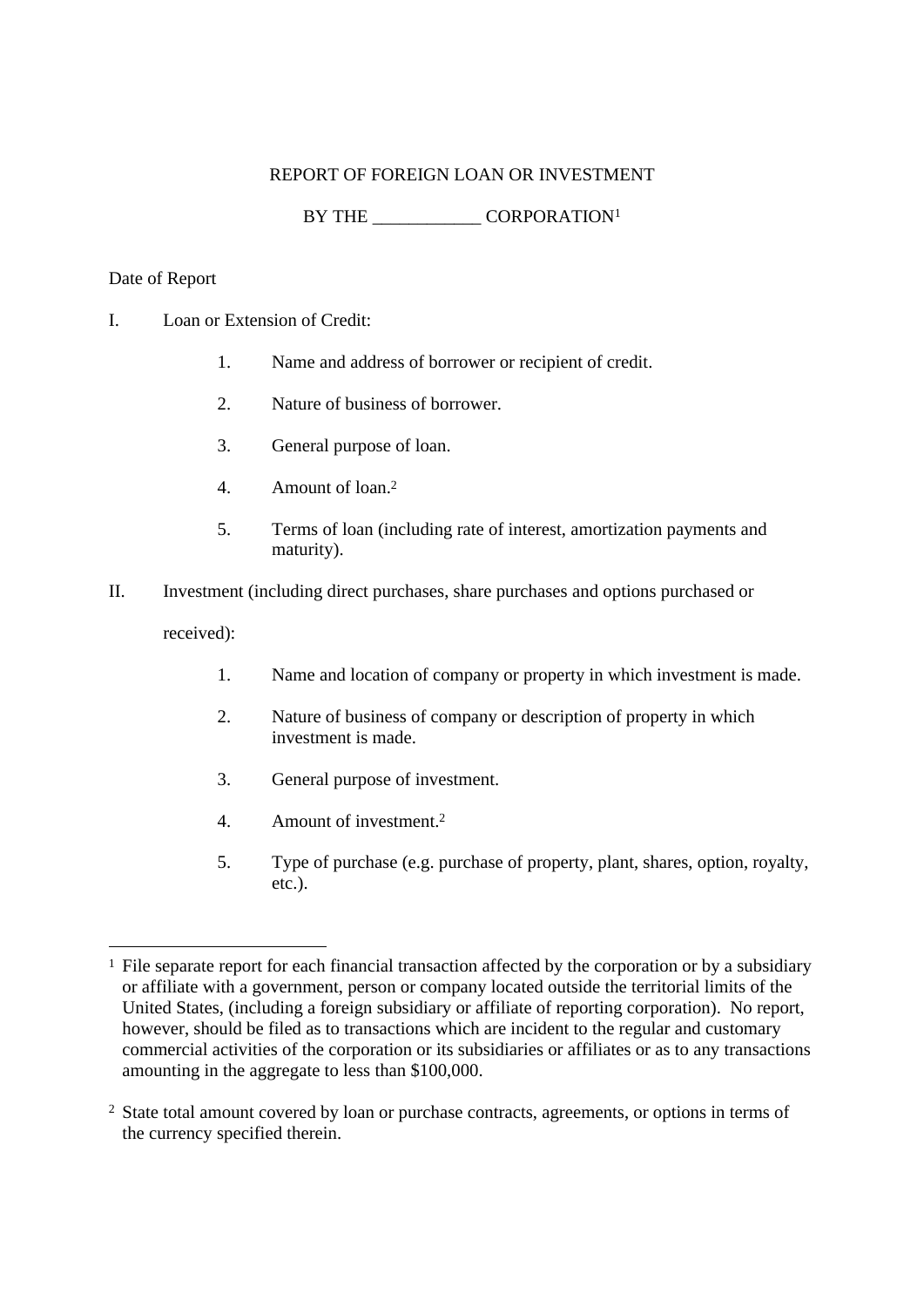REPORT OF FOREIGN LOAN OR INVESTMENT

BY THE ____________ CORPORATION[1]

Date of Report

I. Loan or Extension of Credit:

   1. Name and address of borrower or recipient of credit.

   2. Nature of business of borrower.

   3. General purpose of loan.

   4. Amount of loan.[2]

   5. Terms of loan (including rate of interest, amortization payments and maturity).

II. Investment (including direct purchases, share purchases and options purchased or received):

   1. Name and location of company or property in which investment is made.

   2. Nature of business of company or description of property in which investment is made.

   3. General purpose of investment.

   4. Amount of investment.[2]

   5. Type of purchase (e.g. purchase of property, plant, shares, option, royalty, etc.).

---

[1] File separate report for each financial transaction affected by the corporation or by a subsidiary or affiliate with a government, person or company located outside the territorial limits of the United States, (including a foreign subsidiary or affiliate of reporting corporation). No report, however, should be filed as to transactions which are incident to the regular and customary commercial activities of the corporation or its subsidiaries or affiliates or as to any transactions amounting in the aggregate to less than $100,000.

[2] State total amount covered by loan or purchase contracts, agreements, or options in terms of the currency specified therein.